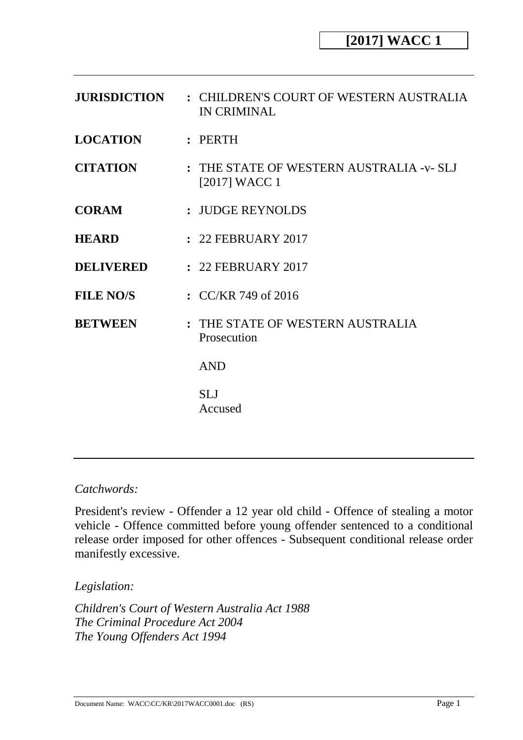**[2017] WACC 1**

| | | |
|---|---|---|
| **JURISDICTION** | : | CHILDREN'S COURT OF WESTERN AUSTRALIA IN CRIMINAL |
| **LOCATION** | : | PERTH |
| **CITATION** | : | THE STATE OF WESTERN AUSTRALIA -v- SLJ [2017] WACC 1 |
| **CORAM** | : | JUDGE REYNOLDS |
| **HEARD** | : | 22 FEBRUARY 2017 |
| **DELIVERED** | : | 22 FEBRUARY 2017 |
| **FILE NO/S** | : | CC/KR 749 of 2016 |
| **BETWEEN** | : | THE STATE OF WESTERN AUSTRALIA<br>Prosecution<br><br>AND<br><br>SLJ<br>Accused |

*Catchwords:*

President's review - Offender a 12 year old child - Offence of stealing a motor vehicle - Offence committed before young offender sentenced to a conditional release order imposed for other offences - Subsequent conditional release order manifestly excessive.

*Legislation:*

*Children's Court of Western Australia Act 1988*
*The Criminal Procedure Act 2004*
*The Young Offenders Act 1994*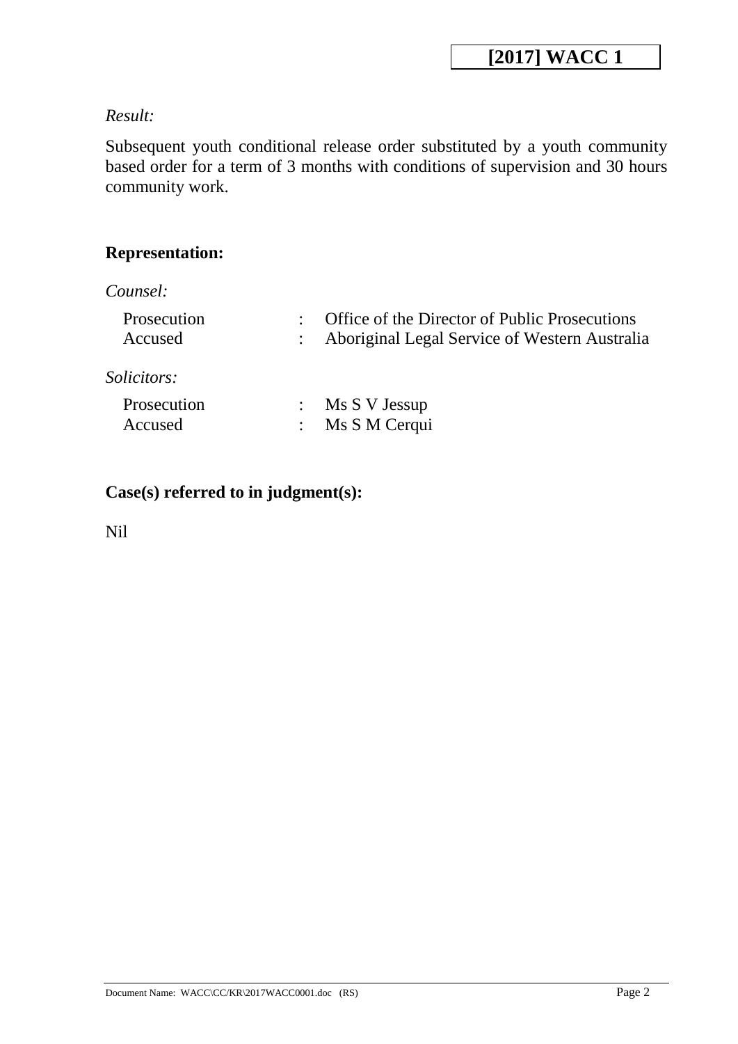*Result:*

Subsequent youth conditional release order substituted by a youth community based order for a term of 3 months with conditions of supervision and 30 hours community work.

**Representation:**

*Counsel:*

| | | |
|---|---|---|
| Prosecution | : | Office of the Director of Public Prosecutions |
| Accused | : | Aboriginal Legal Service of Western Australia |

*Solicitors:*

| | | |
|---|---|---|
| Prosecution | : | Ms S V Jessup |
| Accused | : | Ms S M Cerqui |

**Case(s) referred to in judgment(s):**

Nil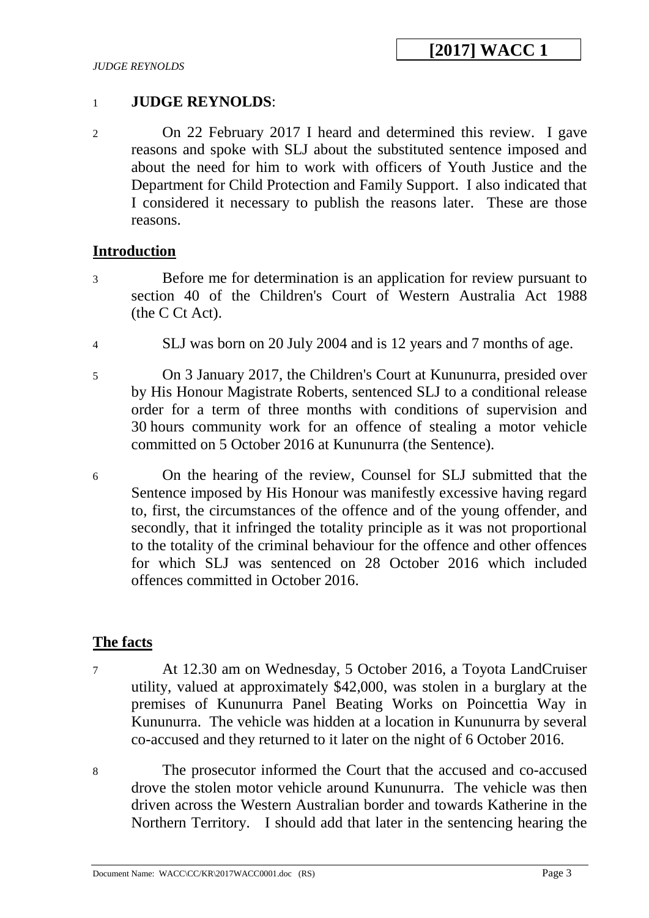1 **JUDGE REYNOLDS**:

2 On 22 February 2017 I heard and determined this review. I gave reasons and spoke with SLJ about the substituted sentence imposed and about the need for him to work with officers of Youth Justice and the Department for Child Protection and Family Support. I also indicated that I considered it necessary to publish the reasons later. These are those reasons.

## Introduction

3 Before me for determination is an application for review pursuant to section 40 of the Children's Court of Western Australia Act 1988 (the C Ct Act).

4 SLJ was born on 20 July 2004 and is 12 years and 7 months of age.

5 On 3 January 2017, the Children's Court at Kununurra, presided over by His Honour Magistrate Roberts, sentenced SLJ to a conditional release order for a term of three months with conditions of supervision and 30 hours community work for an offence of stealing a motor vehicle committed on 5 October 2016 at Kununurra (the Sentence).

6 On the hearing of the review, Counsel for SLJ submitted that the Sentence imposed by His Honour was manifestly excessive having regard to, first, the circumstances of the offence and of the young offender, and secondly, that it infringed the totality principle as it was not proportional to the totality of the criminal behaviour for the offence and other offences for which SLJ was sentenced on 28 October 2016 which included offences committed in October 2016.

## The facts

7 At 12.30 am on Wednesday, 5 October 2016, a Toyota LandCruiser utility, valued at approximately $42,000, was stolen in a burglary at the premises of Kununurra Panel Beating Works on Poincettia Way in Kununurra. The vehicle was hidden at a location in Kununurra by several co-accused and they returned to it later on the night of 6 October 2016.

8 The prosecutor informed the Court that the accused and co-accused drove the stolen motor vehicle around Kununurra. The vehicle was then driven across the Western Australian border and towards Katherine in the Northern Territory. I should add that later in the sentencing hearing the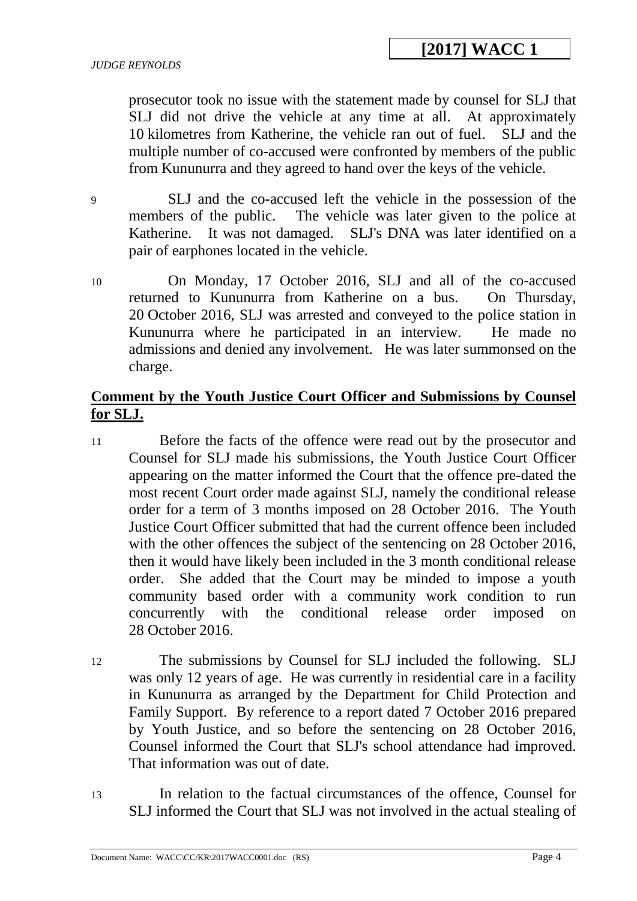prosecutor took no issue with the statement made by counsel for SLJ that SLJ did not drive the vehicle at any time at all. At approximately 10 kilometres from Katherine, the vehicle ran out of fuel. SLJ and the multiple number of co-accused were confronted by members of the public from Kununurra and they agreed to hand over the keys of the vehicle.

9 SLJ and the co-accused left the vehicle in the possession of the members of the public. The vehicle was later given to the police at Katherine. It was not damaged. SLJ's DNA was later identified on a pair of earphones located in the vehicle.

10 On Monday, 17 October 2016, SLJ and all of the co-accused returned to Kununurra from Katherine on a bus. On Thursday, 20 October 2016, SLJ was arrested and conveyed to the police station in Kununurra where he participated in an interview. He made no admissions and denied any involvement. He was later summonsed on the charge.

## Comment by the Youth Justice Court Officer and Submissions by Counsel for SLJ.

11 Before the facts of the offence were read out by the prosecutor and Counsel for SLJ made his submissions, the Youth Justice Court Officer appearing on the matter informed the Court that the offence pre-dated the most recent Court order made against SLJ, namely the conditional release order for a term of 3 months imposed on 28 October 2016. The Youth Justice Court Officer submitted that had the current offence been included with the other offences the subject of the sentencing on 28 October 2016, then it would have likely been included in the 3 month conditional release order. She added that the Court may be minded to impose a youth community based order with a community work condition to run concurrently with the conditional release order imposed on 28 October 2016.

12 The submissions by Counsel for SLJ included the following. SLJ was only 12 years of age. He was currently in residential care in a facility in Kununurra as arranged by the Department for Child Protection and Family Support. By reference to a report dated 7 October 2016 prepared by Youth Justice, and so before the sentencing on 28 October 2016, Counsel informed the Court that SLJ's school attendance had improved. That information was out of date.

13 In relation to the factual circumstances of the offence, Counsel for SLJ informed the Court that SLJ was not involved in the actual stealing of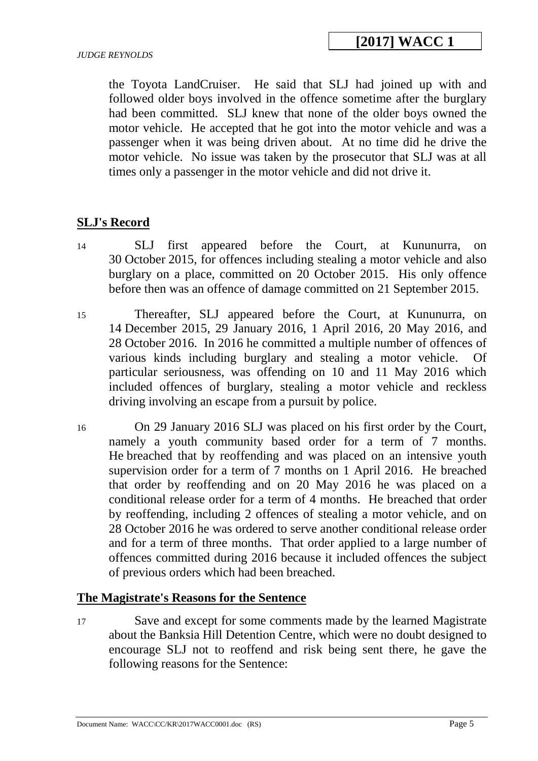the Toyota LandCruiser. He said that SLJ had joined up with and followed older boys involved in the offence sometime after the burglary had been committed. SLJ knew that none of the older boys owned the motor vehicle. He accepted that he got into the motor vehicle and was a passenger when it was being driven about. At no time did he drive the motor vehicle. No issue was taken by the prosecutor that SLJ was at all times only a passenger in the motor vehicle and did not drive it.

## SLJ's Record

14 SLJ first appeared before the Court, at Kununurra, on 30 October 2015, for offences including stealing a motor vehicle and also burglary on a place, committed on 20 October 2015. His only offence before then was an offence of damage committed on 21 September 2015.

15 Thereafter, SLJ appeared before the Court, at Kununurra, on 14 December 2015, 29 January 2016, 1 April 2016, 20 May 2016, and 28 October 2016. In 2016 he committed a multiple number of offences of various kinds including burglary and stealing a motor vehicle. Of particular seriousness, was offending on 10 and 11 May 2016 which included offences of burglary, stealing a motor vehicle and reckless driving involving an escape from a pursuit by police.

16 On 29 January 2016 SLJ was placed on his first order by the Court, namely a youth community based order for a term of 7 months. He breached that by reoffending and was placed on an intensive youth supervision order for a term of 7 months on 1 April 2016. He breached that order by reoffending and on 20 May 2016 he was placed on a conditional release order for a term of 4 months. He breached that order by reoffending, including 2 offences of stealing a motor vehicle, and on 28 October 2016 he was ordered to serve another conditional release order and for a term of three months. That order applied to a large number of offences committed during 2016 because it included offences the subject of previous orders which had been breached.

## The Magistrate's Reasons for the Sentence

17 Save and except for some comments made by the learned Magistrate about the Banksia Hill Detention Centre, which were no doubt designed to encourage SLJ not to reoffend and risk being sent there, he gave the following reasons for the Sentence: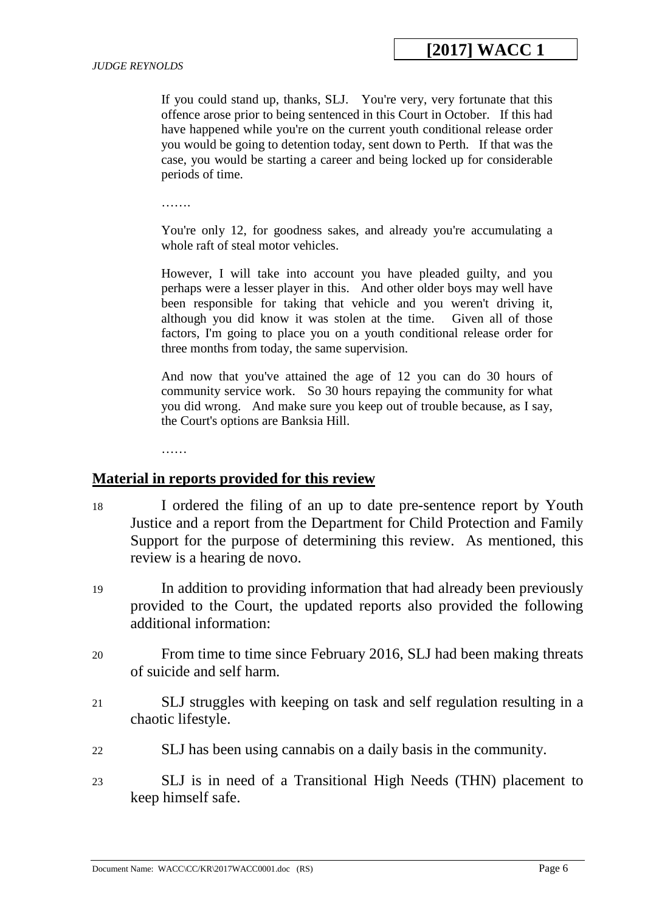> If you could stand up, thanks, SLJ. You're very, very fortunate that this offence arose prior to being sentenced in this Court in October. If this had have happened while you're on the current youth conditional release order you would be going to detention today, sent down to Perth. If that was the case, you would be starting a career and being locked up for considerable periods of time.
>
> …….
>
> You're only 12, for goodness sakes, and already you're accumulating a whole raft of steal motor vehicles.
>
> However, I will take into account you have pleaded guilty, and you perhaps were a lesser player in this. And other older boys may well have been responsible for taking that vehicle and you weren't driving it, although you did know it was stolen at the time. Given all of those factors, I'm going to place you on a youth conditional release order for three months from today, the same supervision.
>
> And now that you've attained the age of 12 you can do 30 hours of community service work. So 30 hours repaying the community for what you did wrong. And make sure you keep out of trouble because, as I say, the Court's options are Banksia Hill.
>
> ……

## Material in reports provided for this review

18 I ordered the filing of an up to date pre-sentence report by Youth Justice and a report from the Department for Child Protection and Family Support for the purpose of determining this review. As mentioned, this review is a hearing de novo.

19 In addition to providing information that had already been previously provided to the Court, the updated reports also provided the following additional information:

20 From time to time since February 2016, SLJ had been making threats of suicide and self harm.

21 SLJ struggles with keeping on task and self regulation resulting in a chaotic lifestyle.

22 SLJ has been using cannabis on a daily basis in the community.

23 SLJ is in need of a Transitional High Needs (THN) placement to keep himself safe.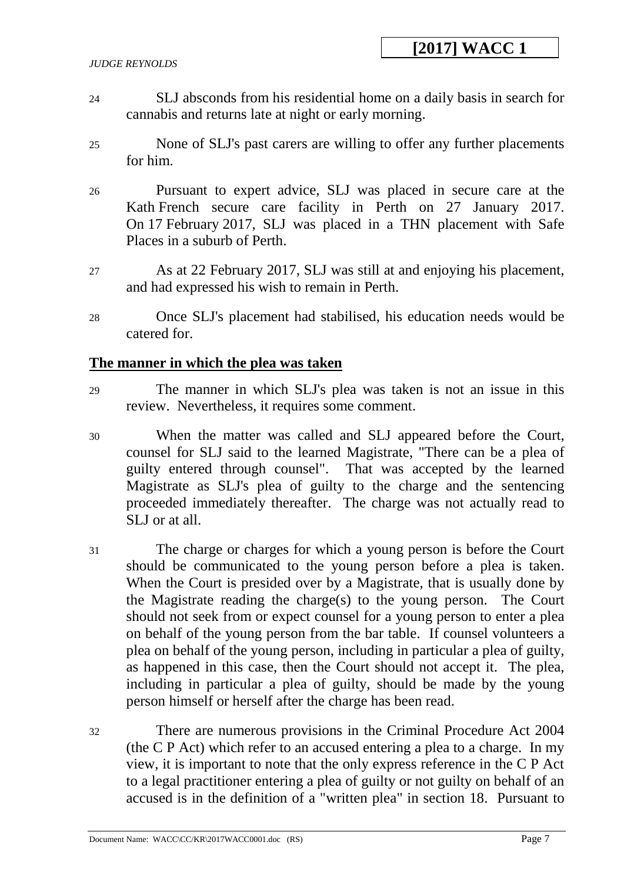24 SLJ absconds from his residential home on a daily basis in search for cannabis and returns late at night or early morning.

25 None of SLJ's past carers are willing to offer any further placements for him.

26 Pursuant to expert advice, SLJ was placed in secure care at the Kath French secure care facility in Perth on 27 January 2017. On 17 February 2017, SLJ was placed in a THN placement with Safe Places in a suburb of Perth.

27 As at 22 February 2017, SLJ was still at and enjoying his placement, and had expressed his wish to remain in Perth.

28 Once SLJ's placement had stabilised, his education needs would be catered for.

## The manner in which the plea was taken

29 The manner in which SLJ's plea was taken is not an issue in this review. Nevertheless, it requires some comment.

30 When the matter was called and SLJ appeared before the Court, counsel for SLJ said to the learned Magistrate, "There can be a plea of guilty entered through counsel". That was accepted by the learned Magistrate as SLJ's plea of guilty to the charge and the sentencing proceeded immediately thereafter. The charge was not actually read to SLJ or at all.

31 The charge or charges for which a young person is before the Court should be communicated to the young person before a plea is taken. When the Court is presided over by a Magistrate, that is usually done by the Magistrate reading the charge(s) to the young person. The Court should not seek from or expect counsel for a young person to enter a plea on behalf of the young person from the bar table. If counsel volunteers a plea on behalf of the young person, including in particular a plea of guilty, as happened in this case, then the Court should not accept it. The plea, including in particular a plea of guilty, should be made by the young person himself or herself after the charge has been read.

32 There are numerous provisions in the Criminal Procedure Act 2004 (the C P Act) which refer to an accused entering a plea to a charge. In my view, it is important to note that the only express reference in the C P Act to a legal practitioner entering a plea of guilty or not guilty on behalf of an accused is in the definition of a "written plea" in section 18. Pursuant to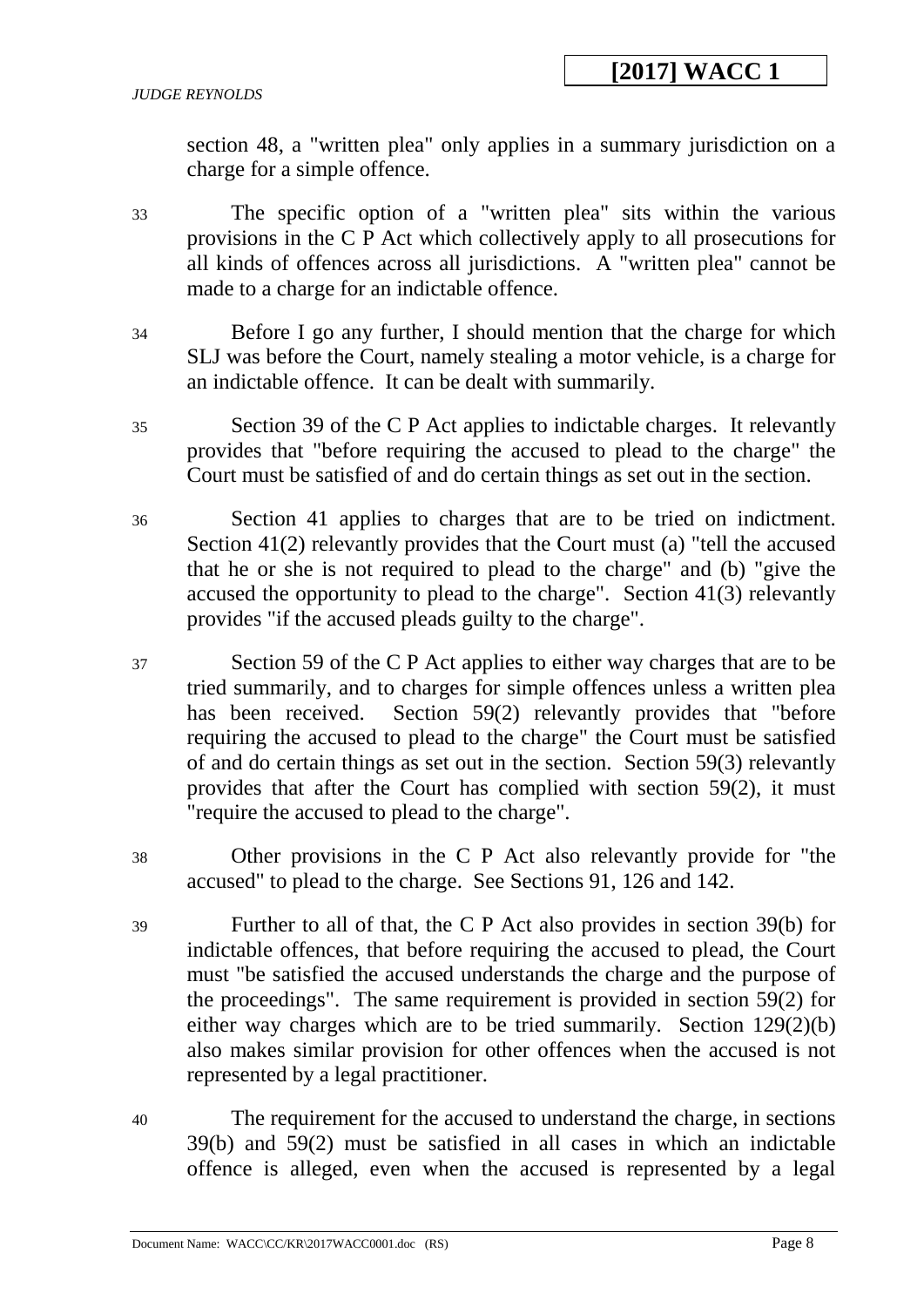section 48, a "written plea" only applies in a summary jurisdiction on a charge for a simple offence.

33 The specific option of a "written plea" sits within the various provisions in the C P Act which collectively apply to all prosecutions for all kinds of offences across all jurisdictions. A "written plea" cannot be made to a charge for an indictable offence.

34 Before I go any further, I should mention that the charge for which SLJ was before the Court, namely stealing a motor vehicle, is a charge for an indictable offence. It can be dealt with summarily.

35 Section 39 of the C P Act applies to indictable charges. It relevantly provides that "before requiring the accused to plead to the charge" the Court must be satisfied of and do certain things as set out in the section.

36 Section 41 applies to charges that are to be tried on indictment. Section 41(2) relevantly provides that the Court must (a) "tell the accused that he or she is not required to plead to the charge" and (b) "give the accused the opportunity to plead to the charge". Section 41(3) relevantly provides "if the accused pleads guilty to the charge".

37 Section 59 of the C P Act applies to either way charges that are to be tried summarily, and to charges for simple offences unless a written plea has been received. Section 59(2) relevantly provides that "before requiring the accused to plead to the charge" the Court must be satisfied of and do certain things as set out in the section. Section 59(3) relevantly provides that after the Court has complied with section 59(2), it must "require the accused to plead to the charge".

38 Other provisions in the C P Act also relevantly provide for "the accused" to plead to the charge. See Sections 91, 126 and 142.

39 Further to all of that, the C P Act also provides in section 39(b) for indictable offences, that before requiring the accused to plead, the Court must "be satisfied the accused understands the charge and the purpose of the proceedings". The same requirement is provided in section 59(2) for either way charges which are to be tried summarily. Section 129(2)(b) also makes similar provision for other offences when the accused is not represented by a legal practitioner.

40 The requirement for the accused to understand the charge, in sections 39(b) and 59(2) must be satisfied in all cases in which an indictable offence is alleged, even when the accused is represented by a legal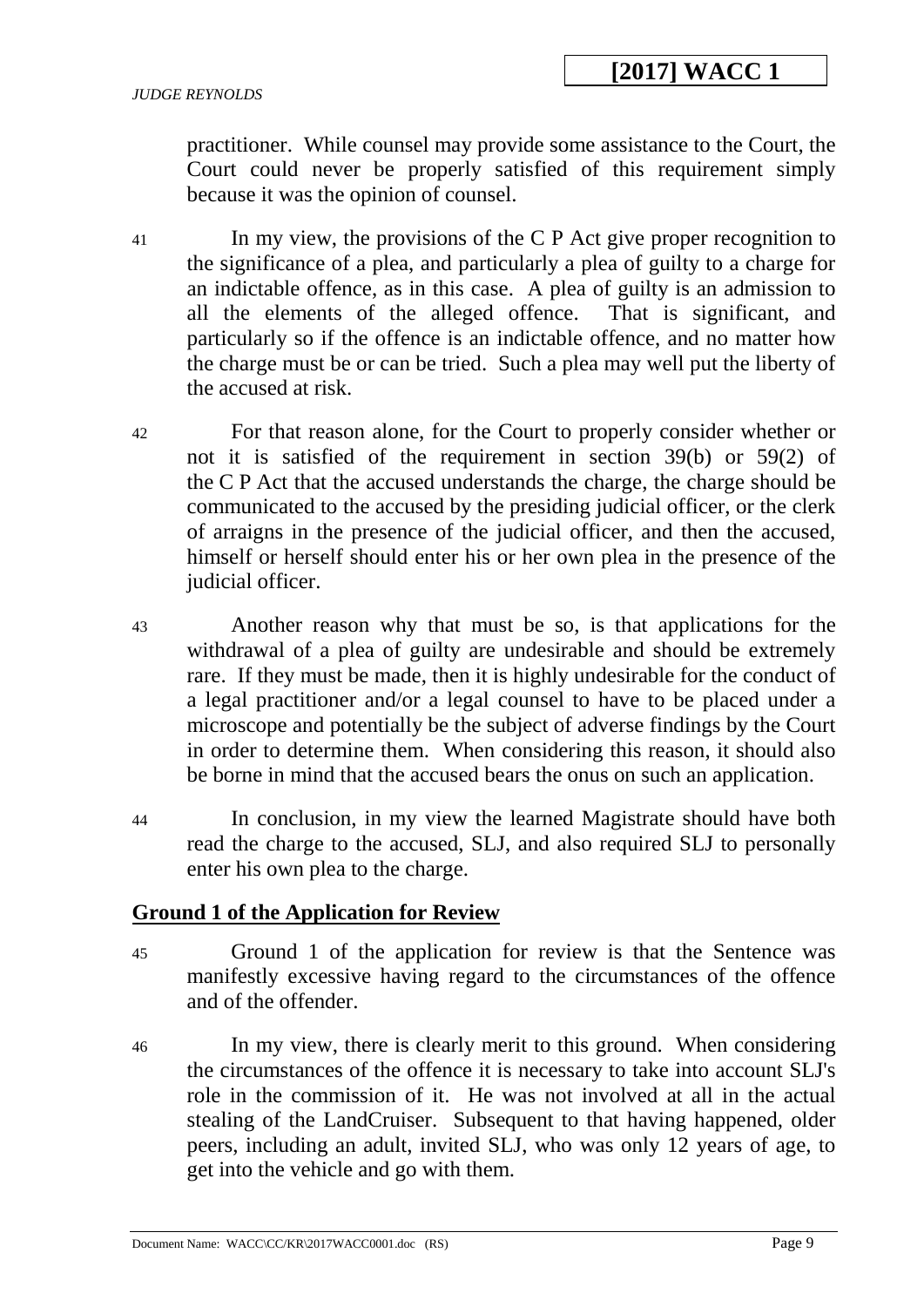practitioner. While counsel may provide some assistance to the Court, the Court could never be properly satisfied of this requirement simply because it was the opinion of counsel.

41 In my view, the provisions of the C P Act give proper recognition to the significance of a plea, and particularly a plea of guilty to a charge for an indictable offence, as in this case. A plea of guilty is an admission to all the elements of the alleged offence. That is significant, and particularly so if the offence is an indictable offence, and no matter how the charge must be or can be tried. Such a plea may well put the liberty of the accused at risk.

42 For that reason alone, for the Court to properly consider whether or not it is satisfied of the requirement in section 39(b) or 59(2) of the C P Act that the accused understands the charge, the charge should be communicated to the accused by the presiding judicial officer, or the clerk of arraigns in the presence of the judicial officer, and then the accused, himself or herself should enter his or her own plea in the presence of the judicial officer.

43 Another reason why that must be so, is that applications for the withdrawal of a plea of guilty are undesirable and should be extremely rare. If they must be made, then it is highly undesirable for the conduct of a legal practitioner and/or a legal counsel to have to be placed under a microscope and potentially be the subject of adverse findings by the Court in order to determine them. When considering this reason, it should also be borne in mind that the accused bears the onus on such an application.

44 In conclusion, in my view the learned Magistrate should have both read the charge to the accused, SLJ, and also required SLJ to personally enter his own plea to the charge.

## Ground 1 of the Application for Review

45 Ground 1 of the application for review is that the Sentence was manifestly excessive having regard to the circumstances of the offence and of the offender.

46 In my view, there is clearly merit to this ground. When considering the circumstances of the offence it is necessary to take into account SLJ's role in the commission of it. He was not involved at all in the actual stealing of the LandCruiser. Subsequent to that having happened, older peers, including an adult, invited SLJ, who was only 12 years of age, to get into the vehicle and go with them.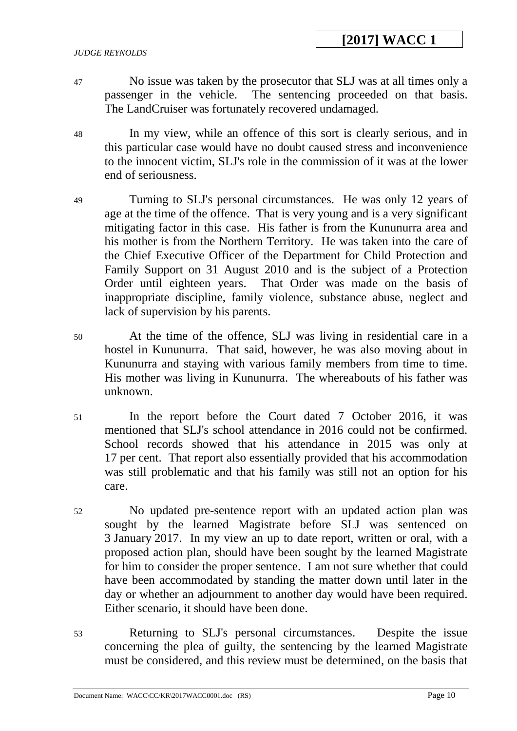47 No issue was taken by the prosecutor that SLJ was at all times only a passenger in the vehicle. The sentencing proceeded on that basis. The LandCruiser was fortunately recovered undamaged.

48 In my view, while an offence of this sort is clearly serious, and in this particular case would have no doubt caused stress and inconvenience to the innocent victim, SLJ's role in the commission of it was at the lower end of seriousness.

49 Turning to SLJ's personal circumstances. He was only 12 years of age at the time of the offence. That is very young and is a very significant mitigating factor in this case. His father is from the Kununurra area and his mother is from the Northern Territory. He was taken into the care of the Chief Executive Officer of the Department for Child Protection and Family Support on 31 August 2010 and is the subject of a Protection Order until eighteen years. That Order was made on the basis of inappropriate discipline, family violence, substance abuse, neglect and lack of supervision by his parents.

50 At the time of the offence, SLJ was living in residential care in a hostel in Kununurra. That said, however, he was also moving about in Kununurra and staying with various family members from time to time. His mother was living in Kununurra. The whereabouts of his father was unknown.

51 In the report before the Court dated 7 October 2016, it was mentioned that SLJ's school attendance in 2016 could not be confirmed. School records showed that his attendance in 2015 was only at 17 per cent. That report also essentially provided that his accommodation was still problematic and that his family was still not an option for his care.

52 No updated pre-sentence report with an updated action plan was sought by the learned Magistrate before SLJ was sentenced on 3 January 2017. In my view an up to date report, written or oral, with a proposed action plan, should have been sought by the learned Magistrate for him to consider the proper sentence. I am not sure whether that could have been accommodated by standing the matter down until later in the day or whether an adjournment to another day would have been required. Either scenario, it should have been done.

53 Returning to SLJ's personal circumstances. Despite the issue concerning the plea of guilty, the sentencing by the learned Magistrate must be considered, and this review must be determined, on the basis that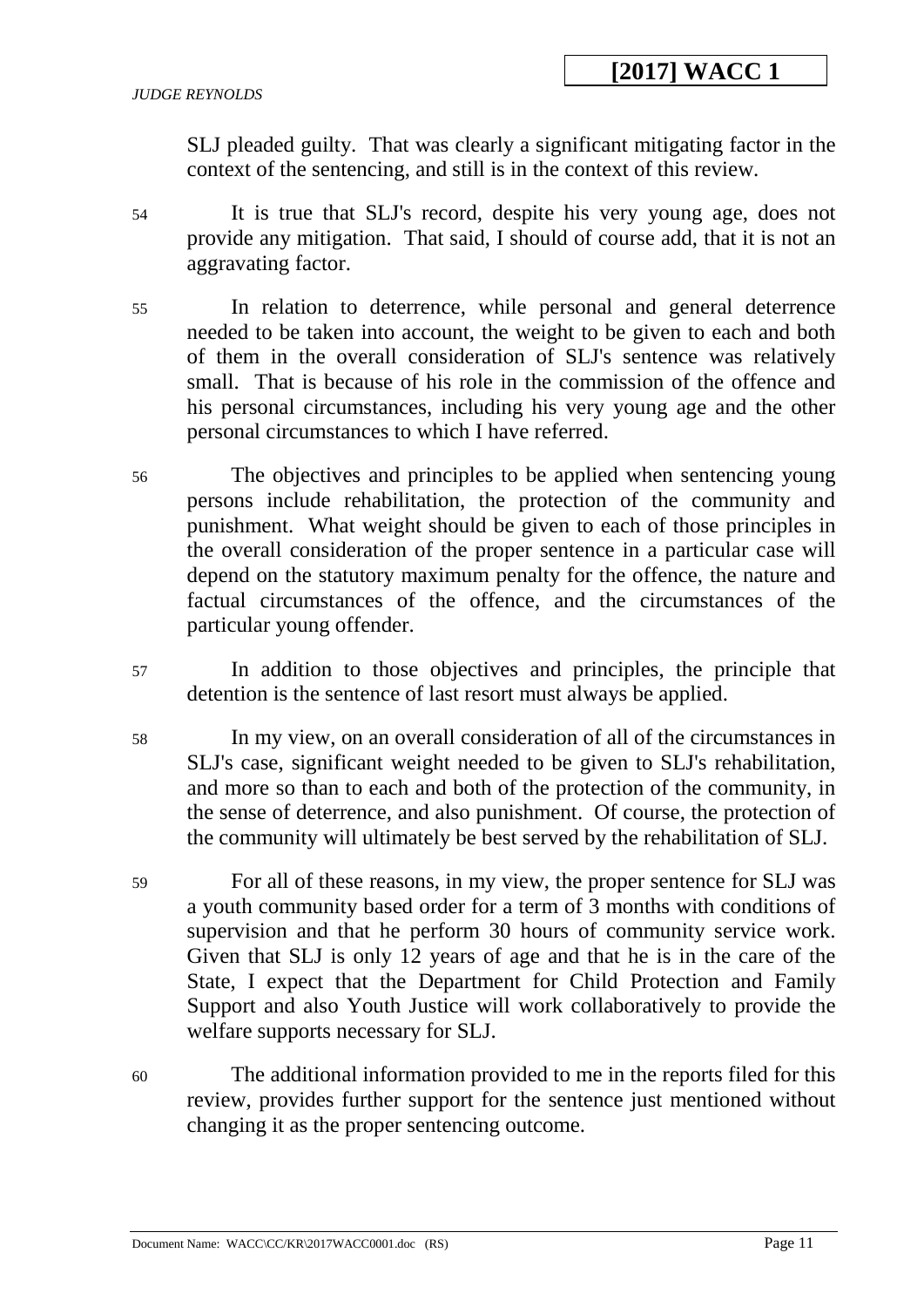SLJ pleaded guilty. That was clearly a significant mitigating factor in the context of the sentencing, and still is in the context of this review.

54 It is true that SLJ's record, despite his very young age, does not provide any mitigation. That said, I should of course add, that it is not an aggravating factor.

55 In relation to deterrence, while personal and general deterrence needed to be taken into account, the weight to be given to each and both of them in the overall consideration of SLJ's sentence was relatively small. That is because of his role in the commission of the offence and his personal circumstances, including his very young age and the other personal circumstances to which I have referred.

56 The objectives and principles to be applied when sentencing young persons include rehabilitation, the protection of the community and punishment. What weight should be given to each of those principles in the overall consideration of the proper sentence in a particular case will depend on the statutory maximum penalty for the offence, the nature and factual circumstances of the offence, and the circumstances of the particular young offender.

57 In addition to those objectives and principles, the principle that detention is the sentence of last resort must always be applied.

58 In my view, on an overall consideration of all of the circumstances in SLJ's case, significant weight needed to be given to SLJ's rehabilitation, and more so than to each and both of the protection of the community, in the sense of deterrence, and also punishment. Of course, the protection of the community will ultimately be best served by the rehabilitation of SLJ.

59 For all of these reasons, in my view, the proper sentence for SLJ was a youth community based order for a term of 3 months with conditions of supervision and that he perform 30 hours of community service work. Given that SLJ is only 12 years of age and that he is in the care of the State, I expect that the Department for Child Protection and Family Support and also Youth Justice will work collaboratively to provide the welfare supports necessary for SLJ.

60 The additional information provided to me in the reports filed for this review, provides further support for the sentence just mentioned without changing it as the proper sentencing outcome.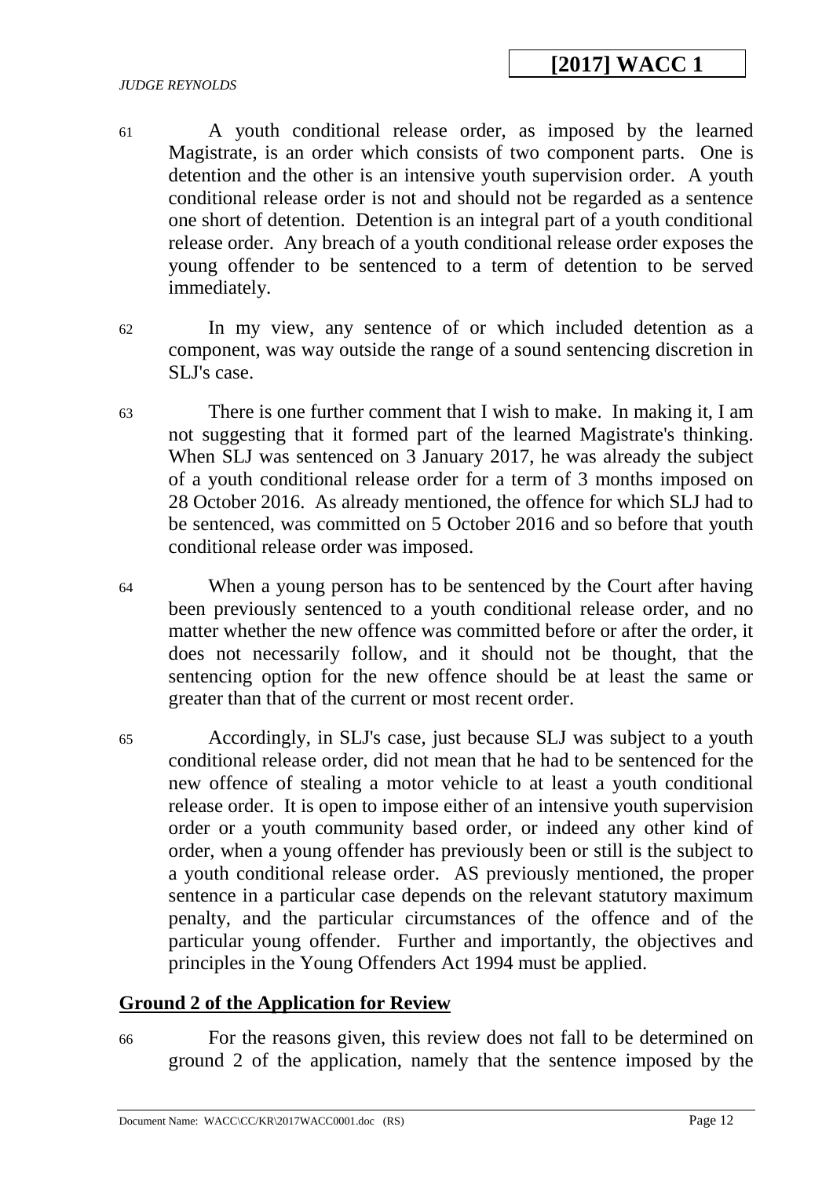61 A youth conditional release order, as imposed by the learned Magistrate, is an order which consists of two component parts. One is detention and the other is an intensive youth supervision order. A youth conditional release order is not and should not be regarded as a sentence one short of detention. Detention is an integral part of a youth conditional release order. Any breach of a youth conditional release order exposes the young offender to be sentenced to a term of detention to be served immediately.

62 In my view, any sentence of or which included detention as a component, was way outside the range of a sound sentencing discretion in SLJ's case.

63 There is one further comment that I wish to make. In making it, I am not suggesting that it formed part of the learned Magistrate's thinking. When SLJ was sentenced on 3 January 2017, he was already the subject of a youth conditional release order for a term of 3 months imposed on 28 October 2016. As already mentioned, the offence for which SLJ had to be sentenced, was committed on 5 October 2016 and so before that youth conditional release order was imposed.

64 When a young person has to be sentenced by the Court after having been previously sentenced to a youth conditional release order, and no matter whether the new offence was committed before or after the order, it does not necessarily follow, and it should not be thought, that the sentencing option for the new offence should be at least the same or greater than that of the current or most recent order.

65 Accordingly, in SLJ's case, just because SLJ was subject to a youth conditional release order, did not mean that he had to be sentenced for the new offence of stealing a motor vehicle to at least a youth conditional release order. It is open to impose either of an intensive youth supervision order or a youth community based order, or indeed any other kind of order, when a young offender has previously been or still is the subject to a youth conditional release order. AS previously mentioned, the proper sentence in a particular case depends on the relevant statutory maximum penalty, and the particular circumstances of the offence and of the particular young offender. Further and importantly, the objectives and principles in the Young Offenders Act 1994 must be applied.

## Ground 2 of the Application for Review

66 For the reasons given, this review does not fall to be determined on ground 2 of the application, namely that the sentence imposed by the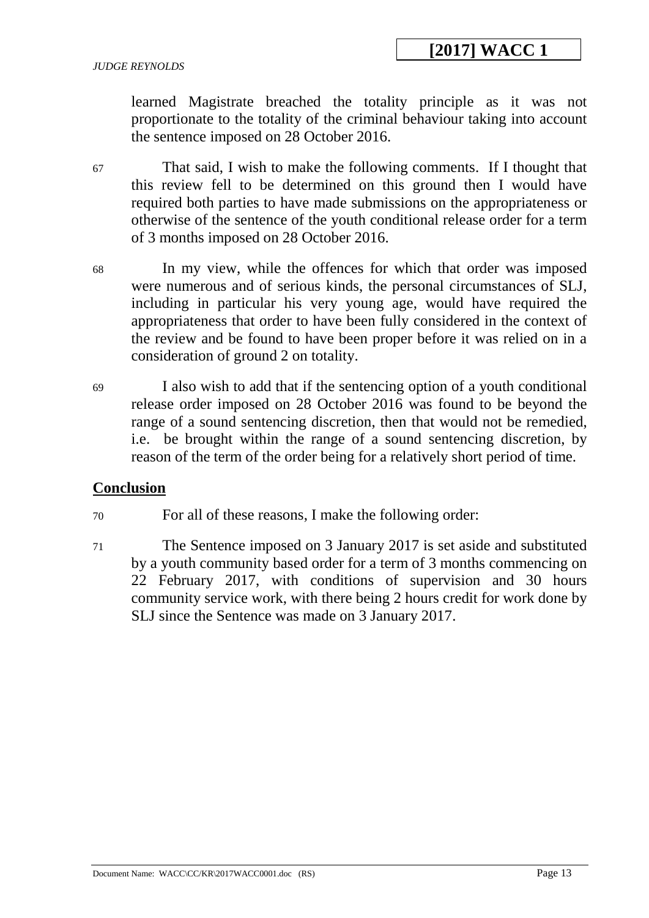learned Magistrate breached the totality principle as it was not proportionate to the totality of the criminal behaviour taking into account the sentence imposed on 28 October 2016.

67 That said, I wish to make the following comments. If I thought that this review fell to be determined on this ground then I would have required both parties to have made submissions on the appropriateness or otherwise of the sentence of the youth conditional release order for a term of 3 months imposed on 28 October 2016.

68 In my view, while the offences for which that order was imposed were numerous and of serious kinds, the personal circumstances of SLJ, including in particular his very young age, would have required the appropriateness that order to have been fully considered in the context of the review and be found to have been proper before it was relied on in a consideration of ground 2 on totality.

69 I also wish to add that if the sentencing option of a youth conditional release order imposed on 28 October 2016 was found to be beyond the range of a sound sentencing discretion, then that would not be remedied, i.e. be brought within the range of a sound sentencing discretion, by reason of the term of the order being for a relatively short period of time.

## Conclusion

70 For all of these reasons, I make the following order:

71 The Sentence imposed on 3 January 2017 is set aside and substituted by a youth community based order for a term of 3 months commencing on 22 February 2017, with conditions of supervision and 30 hours community service work, with there being 2 hours credit for work done by SLJ since the Sentence was made on 3 January 2017.